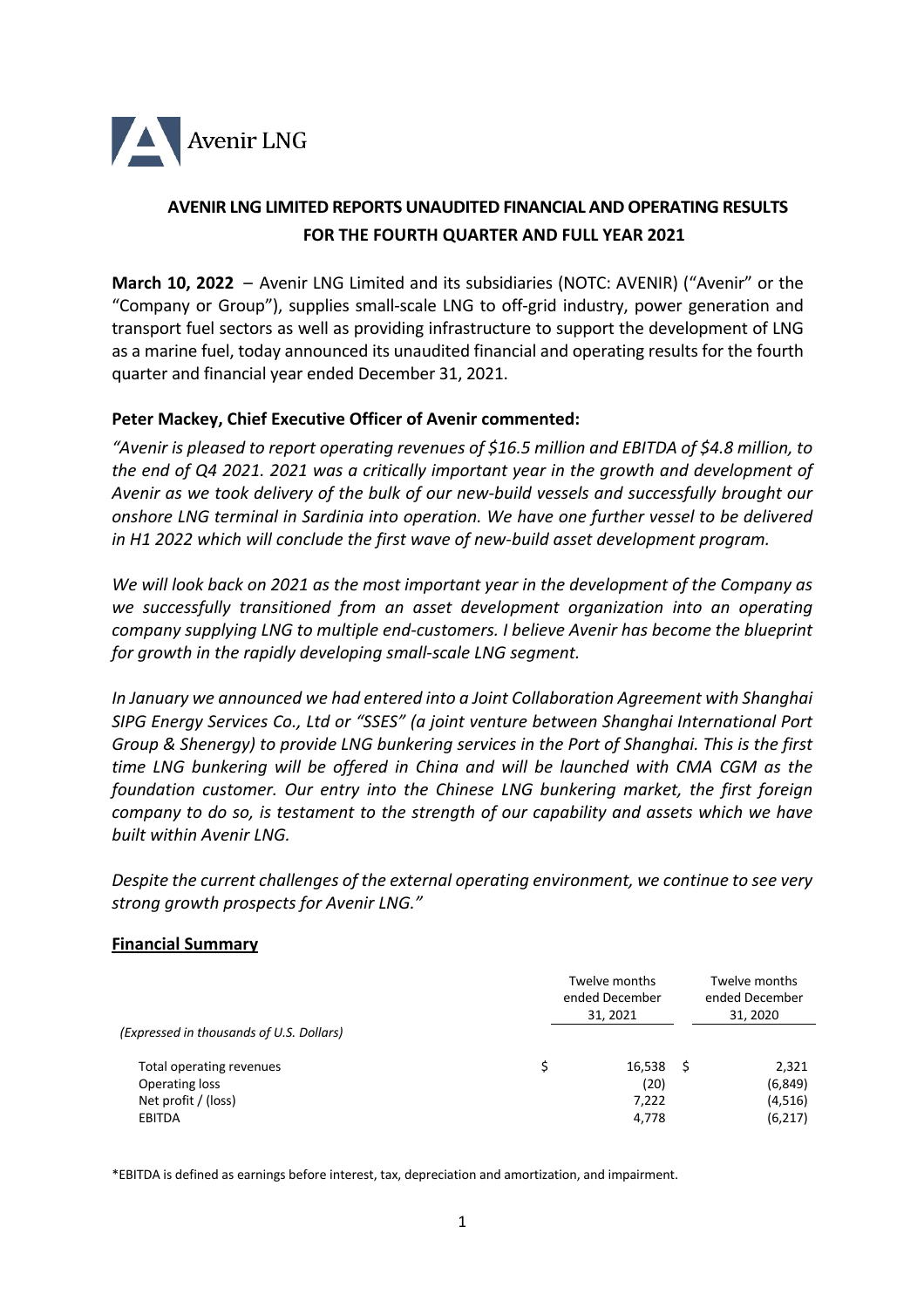Avenir LNG

# AVENIR LNG LIMITED REPORTS UNAUDITED FINANCIAL AND OPERATING RESULTS FOR THE FOURTH QUARTER AND FULL YEAR 2021

**March 10, 2022** – Avenir LNG Limited and its subsidiaries (NOTC: AVENIR) ("Avenir" or the "Company or Group"), supplies small-scale LNG to off-grid industry, power generation and transport fuel sectors as well as providing infrastructure to support the development of LNG as a marine fuel, today announced its unaudited financial and operating results for the fourth quarter and financial year ended December 31, 2021.

**Peter Mackey, Chief Executive Officer of Avenir commented:**

*"Avenir is pleased to report operating revenues of $16.5 million and EBITDA of $4.8 million, to the end of Q4 2021. 2021 was a critically important year in the growth and development of Avenir as we took delivery of the bulk of our new-build vessels and successfully brought our onshore LNG terminal in Sardinia into operation. We have one further vessel to be delivered in H1 2022 which will conclude the first wave of new-build asset development program.*

*We will look back on 2021 as the most important year in the development of the Company as we successfully transitioned from an asset development organization into an operating company supplying LNG to multiple end-customers. I believe Avenir has become the blueprint for growth in the rapidly developing small-scale LNG segment.*

*In January we announced we had entered into a Joint Collaboration Agreement with Shanghai SIPG Energy Services Co., Ltd or "SSES" (a joint venture between Shanghai International Port Group & Shenergy) to provide LNG bunkering services in the Port of Shanghai. This is the first time LNG bunkering will be offered in China and will be launched with CMA CGM as the foundation customer. Our entry into the Chinese LNG bunkering market, the first foreign company to do so, is testament to the strength of our capability and assets which we have built within Avenir LNG.*

*Despite the current challenges of the external operating environment, we continue to see very strong growth prospects for Avenir LNG."*

## Financial Summary

| *(Expressed in thousands of U.S. Dollars)* | Twelve months ended December 31, 2021 | Twelve months ended December 31, 2020 |
|---|---|---|
| Total operating revenues | $ 16,538 | $ 2,321 |
| Operating loss | (20) | (6,849) |
| Net profit / (loss) | 7,222 | (4,516) |
| EBITDA | 4,778 | (6,217) |

*EBITDA is defined as earnings before interest, tax, depreciation and amortization, and impairment.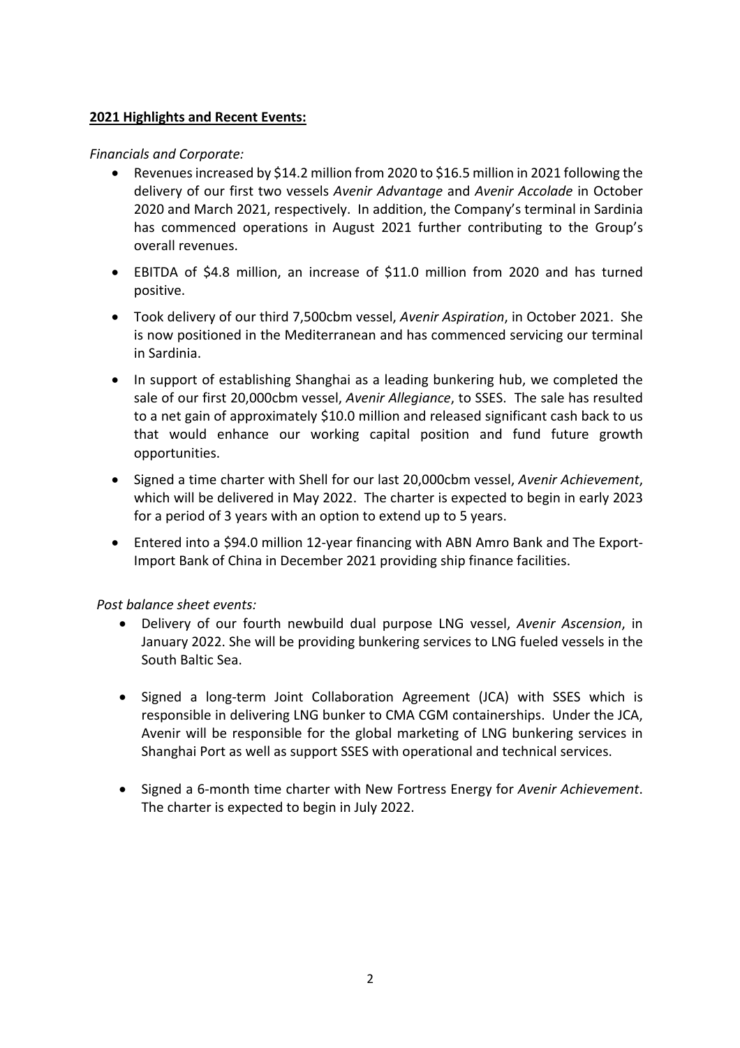**2021 Highlights and Recent Events:**

*Financials and Corporate:*

- Revenues increased by $14.2 million from 2020 to $16.5 million in 2021 following the delivery of our first two vessels *Avenir Advantage* and *Avenir Accolade* in October 2020 and March 2021, respectively. In addition, the Company's terminal in Sardinia has commenced operations in August 2021 further contributing to the Group's overall revenues.
- EBITDA of $4.8 million, an increase of $11.0 million from 2020 and has turned positive.
- Took delivery of our third 7,500cbm vessel, *Avenir Aspiration*, in October 2021. She is now positioned in the Mediterranean and has commenced servicing our terminal in Sardinia.
- In support of establishing Shanghai as a leading bunkering hub, we completed the sale of our first 20,000cbm vessel, *Avenir Allegiance*, to SSES. The sale has resulted to a net gain of approximately $10.0 million and released significant cash back to us that would enhance our working capital position and fund future growth opportunities.
- Signed a time charter with Shell for our last 20,000cbm vessel, *Avenir Achievement*, which will be delivered in May 2022. The charter is expected to begin in early 2023 for a period of 3 years with an option to extend up to 5 years.
- Entered into a $94.0 million 12-year financing with ABN Amro Bank and The Export-Import Bank of China in December 2021 providing ship finance facilities.

*Post balance sheet events:*

- Delivery of our fourth newbuild dual purpose LNG vessel, *Avenir Ascension*, in January 2022. She will be providing bunkering services to LNG fueled vessels in the South Baltic Sea.
- Signed a long-term Joint Collaboration Agreement (JCA) with SSES which is responsible in delivering LNG bunker to CMA CGM containerships. Under the JCA, Avenir will be responsible for the global marketing of LNG bunkering services in Shanghai Port as well as support SSES with operational and technical services.
- Signed a 6-month time charter with New Fortress Energy for *Avenir Achievement*. The charter is expected to begin in July 2022.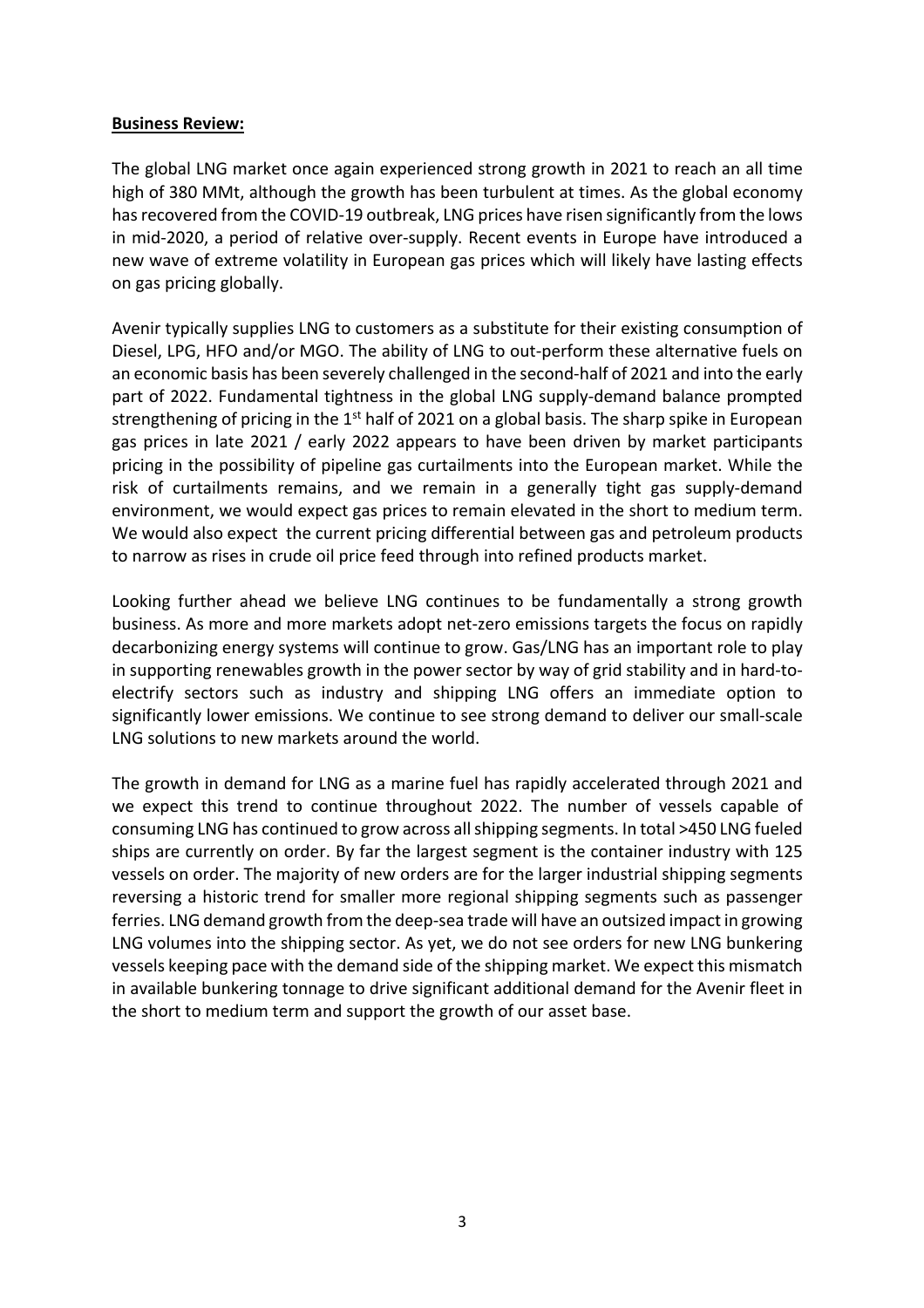**Business Review:**

The global LNG market once again experienced strong growth in 2021 to reach an all time high of 380 MMt, although the growth has been turbulent at times. As the global economy has recovered from the COVID-19 outbreak, LNG prices have risen significantly from the lows in mid-2020, a period of relative over-supply. Recent events in Europe have introduced a new wave of extreme volatility in European gas prices which will likely have lasting effects on gas pricing globally.

Avenir typically supplies LNG to customers as a substitute for their existing consumption of Diesel, LPG, HFO and/or MGO. The ability of LNG to out-perform these alternative fuels on an economic basis has been severely challenged in the second-half of 2021 and into the early part of 2022. Fundamental tightness in the global LNG supply-demand balance prompted strengthening of pricing in the 1st half of 2021 on a global basis. The sharp spike in European gas prices in late 2021 / early 2022 appears to have been driven by market participants pricing in the possibility of pipeline gas curtailments into the European market. While the risk of curtailments remains, and we remain in a generally tight gas supply-demand environment, we would expect gas prices to remain elevated in the short to medium term. We would also expect the current pricing differential between gas and petroleum products to narrow as rises in crude oil price feed through into refined products market.

Looking further ahead we believe LNG continues to be fundamentally a strong growth business. As more and more markets adopt net-zero emissions targets the focus on rapidly decarbonizing energy systems will continue to grow. Gas/LNG has an important role to play in supporting renewables growth in the power sector by way of grid stability and in hard-to-electrify sectors such as industry and shipping LNG offers an immediate option to significantly lower emissions. We continue to see strong demand to deliver our small-scale LNG solutions to new markets around the world.

The growth in demand for LNG as a marine fuel has rapidly accelerated through 2021 and we expect this trend to continue throughout 2022. The number of vessels capable of consuming LNG has continued to grow across all shipping segments. In total >450 LNG fueled ships are currently on order. By far the largest segment is the container industry with 125 vessels on order. The majority of new orders are for the larger industrial shipping segments reversing a historic trend for smaller more regional shipping segments such as passenger ferries. LNG demand growth from the deep-sea trade will have an outsized impact in growing LNG volumes into the shipping sector. As yet, we do not see orders for new LNG bunkering vessels keeping pace with the demand side of the shipping market. We expect this mismatch in available bunkering tonnage to drive significant additional demand for the Avenir fleet in the short to medium term and support the growth of our asset base.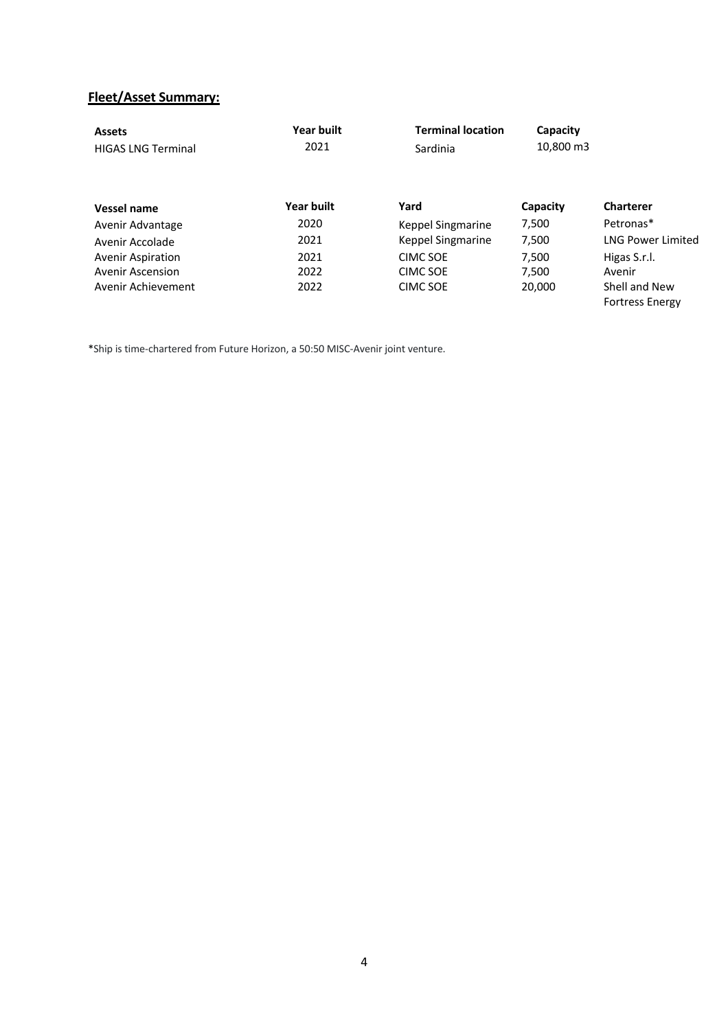## **Fleet/Asset Summary:**

| Assets | Year built | Terminal location | Capacity |
| --- | --- | --- | --- |
| HIGAS LNG Terminal | 2021 | Sardinia | 10,800 m3 |

| Vessel name | Year built | Yard | Capacity | Charterer |
| --- | --- | --- | --- | --- |
| Avenir Advantage | 2020 | Keppel Singmarine | 7,500 | Petronas* |
| Avenir Accolade | 2021 | Keppel Singmarine | 7,500 | LNG Power Limited |
| Avenir Aspiration | 2021 | CIMC SOE | 7,500 | Higas S.r.l. |
| Avenir Ascension | 2022 | CIMC SOE | 7,500 | Avenir |
| Avenir Achievement | 2022 | CIMC SOE | 20,000 | Shell and New Fortress Energy |

*Ship is time-chartered from Future Horizon, a 50:50 MISC-Avenir joint venture.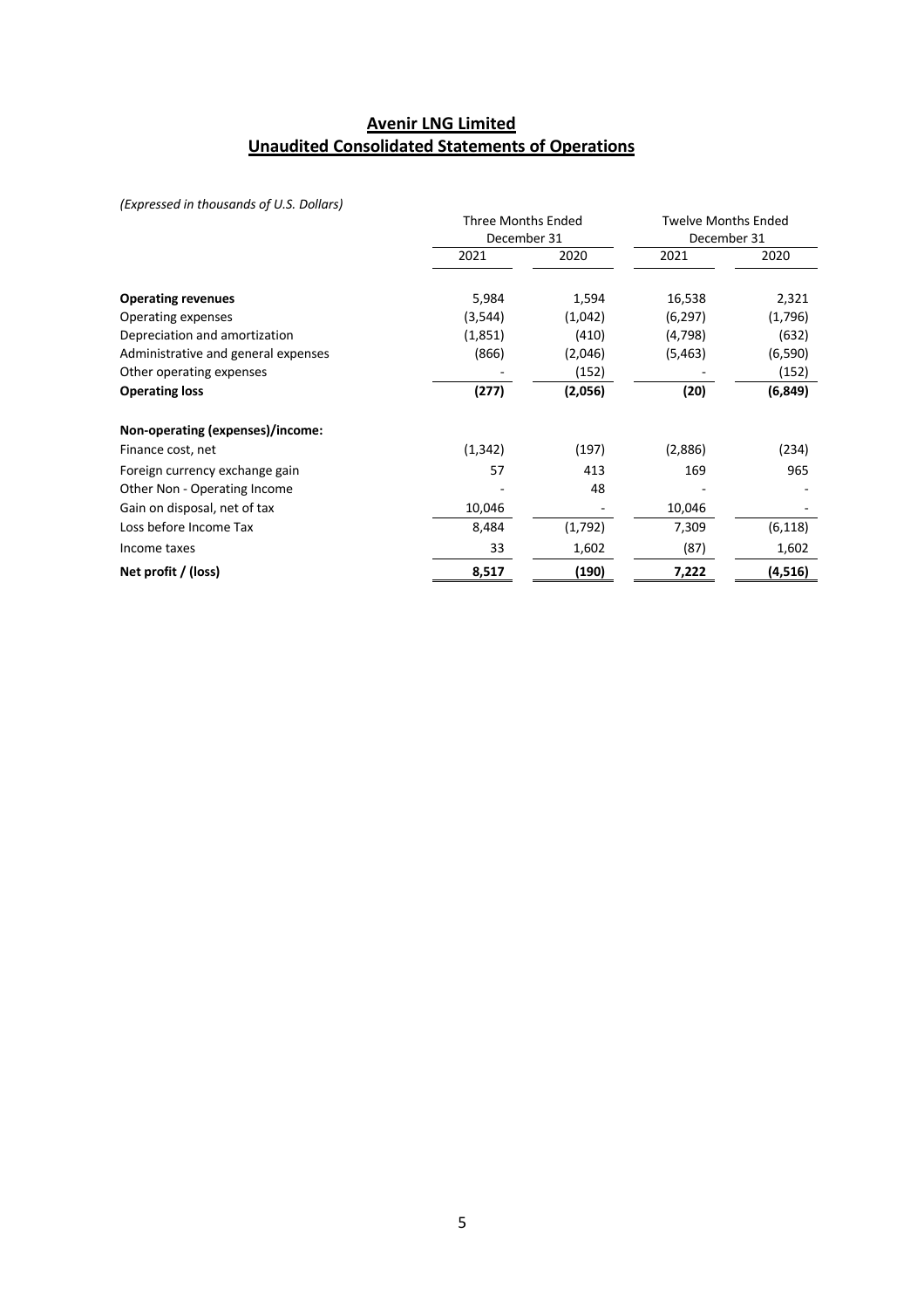# Avenir LNG Limited
# Unaudited Consolidated Statements of Operations

*(Expressed in thousands of U.S. Dollars)*

| | Three Months Ended December 31 | | Twelve Months Ended December 31 | |
|---|---|---|---|---|
| | 2021 | 2020 | 2021 | 2020 |
| **Operating revenues** | 5,984 | 1,594 | 16,538 | 2,321 |
| Operating expenses | (3,544) | (1,042) | (6,297) | (1,796) |
| Depreciation and amortization | (1,851) | (410) | (4,798) | (632) |
| Administrative and general expenses | (866) | (2,046) | (5,463) | (6,590) |
| Other operating expenses | - | (152) | - | (152) |
| **Operating loss** | **(277)** | **(2,056)** | **(20)** | **(6,849)** |
| **Non-operating (expenses)/income:** | | | | |
| Finance cost, net | (1,342) | (197) | (2,886) | (234) |
| Foreign currency exchange gain | 57 | 413 | 169 | 965 |
| Other Non - Operating Income | - | 48 | - | - |
| Gain on disposal, net of tax | 10,046 | - | 10,046 | - |
| Loss before Income Tax | 8,484 | (1,792) | 7,309 | (6,118) |
| Income taxes | 33 | 1,602 | (87) | 1,602 |
| **Net profit / (loss)** | **8,517** | **(190)** | **7,222** | **(4,516)** |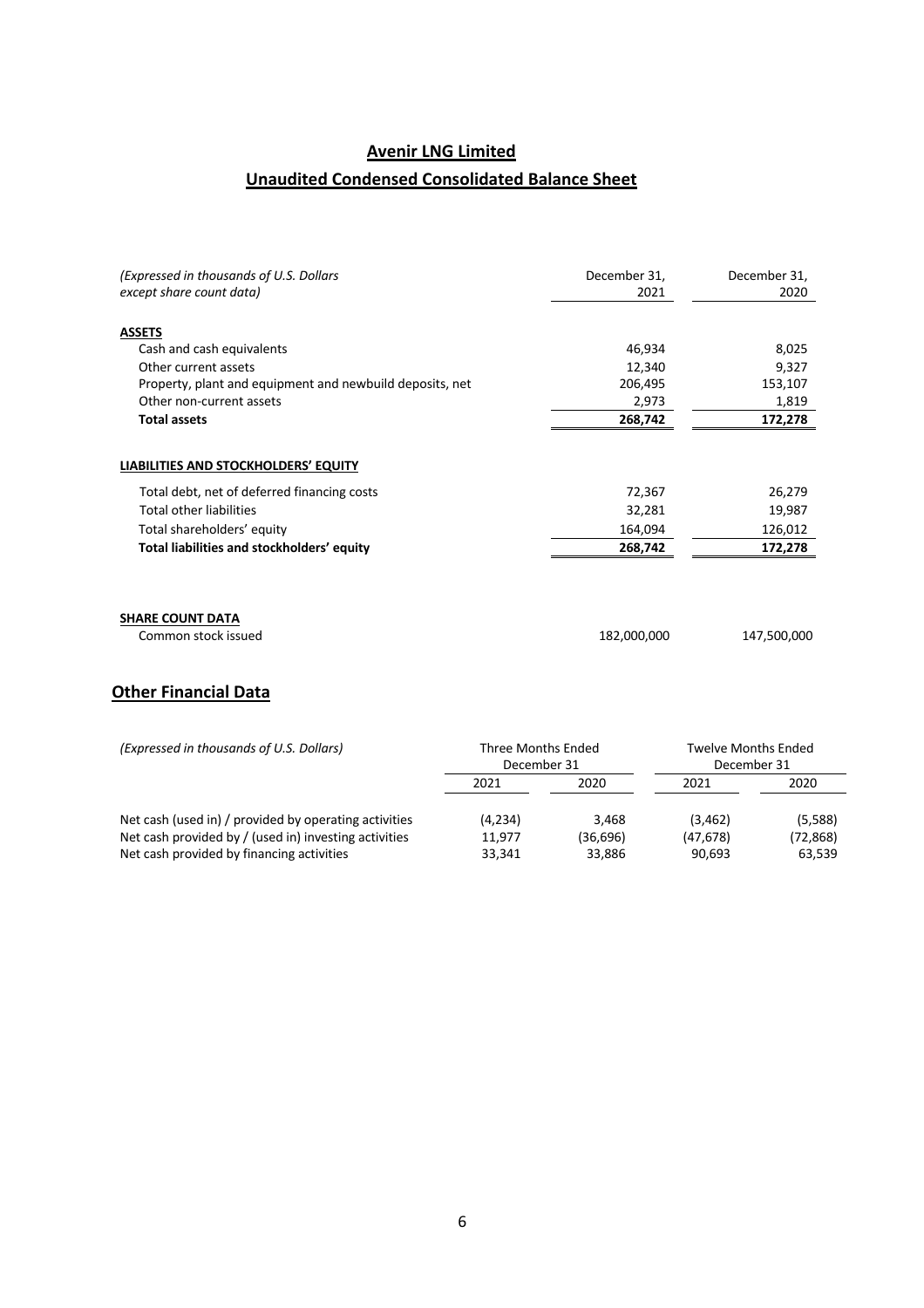# Avenir LNG Limited

## Unaudited Condensed Consolidated Balance Sheet

| *(Expressed in thousands of U.S. Dollars except share count data)* | December 31, 2021 | December 31, 2020 |
|---|---|---|
| **ASSETS** | | |
| Cash and cash equivalents | 46,934 | 8,025 |
| Other current assets | 12,340 | 9,327 |
| Property, plant and equipment and newbuild deposits, net | 206,495 | 153,107 |
| Other non-current assets | 2,973 | 1,819 |
| **Total assets** | **268,742** | **172,278** |
| **LIABILITIES AND STOCKHOLDERS' EQUITY** | | |
| Total debt, net of deferred financing costs | 72,367 | 26,279 |
| Total other liabilities | 32,281 | 19,987 |
| Total shareholders' equity | 164,094 | 126,012 |
| **Total liabilities and stockholders' equity** | **268,742** | **172,278** |
| **SHARE COUNT DATA** | | |
| Common stock issued | 182,000,000 | 147,500,000 |

## Other Financial Data

| *(Expressed in thousands of U.S. Dollars)* | Three Months Ended December 31 | | Twelve Months Ended December 31 | |
|---|---|---|---|---|
| | 2021 | 2020 | 2021 | 2020 |
| Net cash (used in) / provided by operating activities | (4,234) | 3,468 | (3,462) | (5,588) |
| Net cash provided by / (used in) investing activities | 11,977 | (36,696) | (47,678) | (72,868) |
| Net cash provided by financing activities | 33,341 | 33,886 | 90,693 | 63,539 |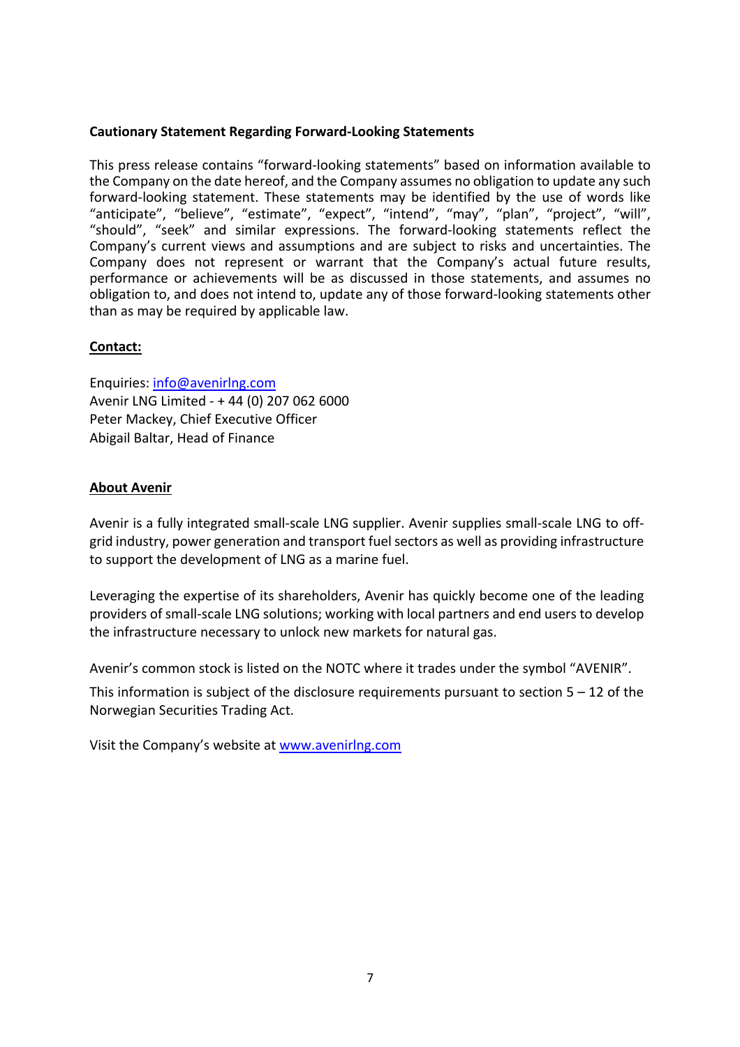**Cautionary Statement Regarding Forward-Looking Statements**

This press release contains "forward-looking statements" based on information available to the Company on the date hereof, and the Company assumes no obligation to update any such forward-looking statement. These statements may be identified by the use of words like "anticipate", "believe", "estimate", "expect", "intend", "may", "plan", "project", "will", "should", "seek" and similar expressions. The forward-looking statements reflect the Company's current views and assumptions and are subject to risks and uncertainties. The Company does not represent or warrant that the Company's actual future results, performance or achievements will be as discussed in those statements, and assumes no obligation to, and does not intend to, update any of those forward-looking statements other than as may be required by applicable law.

**Contact:**

Enquiries: info@avenirlng.com
Avenir LNG Limited - + 44 (0) 207 062 6000
Peter Mackey, Chief Executive Officer
Abigail Baltar, Head of Finance

**About Avenir**

Avenir is a fully integrated small-scale LNG supplier. Avenir supplies small-scale LNG to off-grid industry, power generation and transport fuel sectors as well as providing infrastructure to support the development of LNG as a marine fuel.

Leveraging the expertise of its shareholders, Avenir has quickly become one of the leading providers of small-scale LNG solutions; working with local partners and end users to develop the infrastructure necessary to unlock new markets for natural gas.

Avenir's common stock is listed on the NOTC where it trades under the symbol "AVENIR".

This information is subject of the disclosure requirements pursuant to section 5 – 12 of the Norwegian Securities Trading Act.

Visit the Company's website at www.avenirlng.com